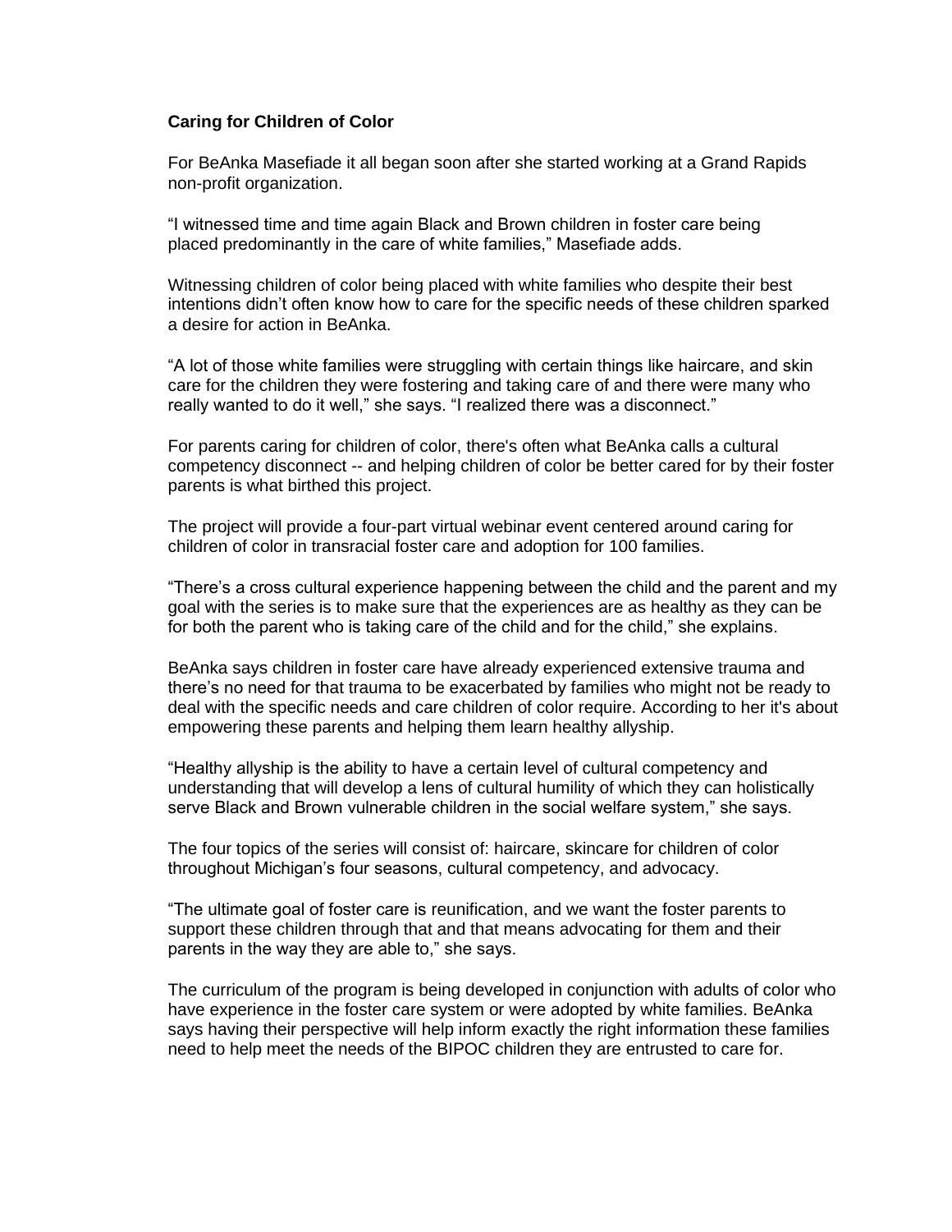**Caring for Children of Color**

For BeAnka Masefiade it all began soon after she started working at a Grand Rapids non-profit organization.

“I witnessed time and time again Black and Brown children in foster care being placed predominantly in the care of white families,” Masefiade adds.

Witnessing children of color being placed with white families who despite their best intentions didn’t often know how to care for the specific needs of these children sparked a desire for action in BeAnka.

“A lot of those white families were struggling with certain things like haircare, and skin care for the children they were fostering and taking care of and there were many who really wanted to do it well,” she says. “I realized there was a disconnect.”

For parents caring for children of color, there's often what BeAnka calls a cultural competency disconnect -- and helping children of color be better cared for by their foster parents is what birthed this project.

The project will provide a four-part virtual webinar event centered around caring for children of color in transracial foster care and adoption for 100 families.

“There’s a cross cultural experience happening between the child and the parent and my goal with the series is to make sure that the experiences are as healthy as they can be for both the parent who is taking care of the child and for the child,” she explains.

BeAnka says children in foster care have already experienced extensive trauma and there’s no need for that trauma to be exacerbated by families who might not be ready to deal with the specific needs and care children of color require. According to her it's about empowering these parents and helping them learn healthy allyship.

“Healthy allyship is the ability to have a certain level of cultural competency and understanding that will develop a lens of cultural humility of which they can holistically serve Black and Brown vulnerable children in the social welfare system,” she says.

The four topics of the series will consist of: haircare, skincare for children of color throughout Michigan’s four seasons, cultural competency, and advocacy.

“The ultimate goal of foster care is reunification, and we want the foster parents to support these children through that and that means advocating for them and their parents in the way they are able to,” she says.

The curriculum of the program is being developed in conjunction with adults of color who have experience in the foster care system or were adopted by white families. BeAnka says having their perspective will help inform exactly the right information these families need to help meet the needs of the BIPOC children they are entrusted to care for.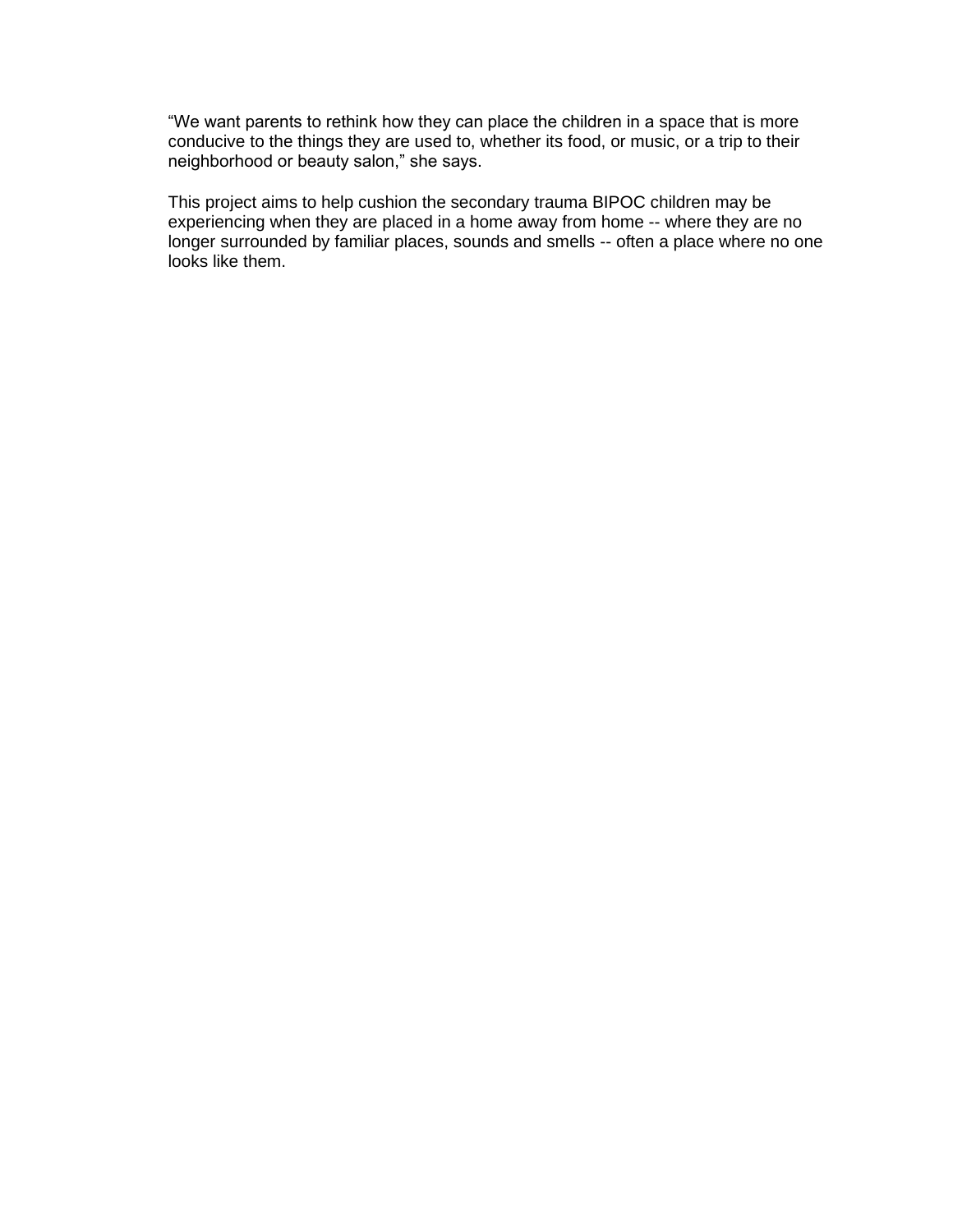"We want parents to rethink how they can place the children in a space that is more conducive to the things they are used to, whether its food, or music, or a trip to their neighborhood or beauty salon," she says.

This project aims to help cushion the secondary trauma BIPOC children may be experiencing when they are placed in a home away from home -- where they are no longer surrounded by familiar places, sounds and smells -- often a place where no one looks like them.